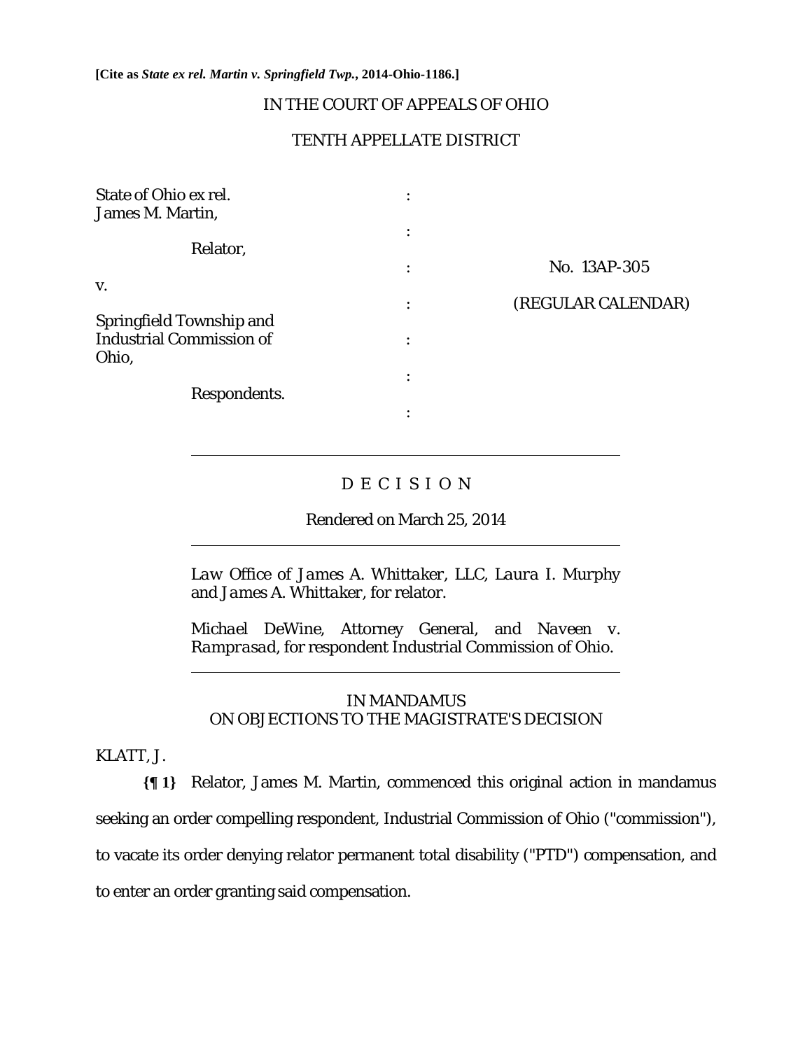**[Cite as *State ex rel. Martin v. Springfield Twp.*, 2014-Ohio-1186.]**

IN THE COURT OF APPEALS OF OHIO

TENTH APPELLATE DISTRICT

| | | |
|---|---|---|
| State of Ohio ex rel. James M. Martin, | : | |
| Relator, | : | |
| v. | : | No. 13AP-305 |
| | : | (REGULAR CALENDAR) |
| Springfield Township and Industrial Commission of Ohio, | : | |
| Respondents. | : | |

---

D E C I S I O N

Rendered on March 25, 2014

---

*Law Office of James A. Whittaker, LLC, Laura I. Murphy* and *James A. Whittaker*, for relator.

*Michael DeWine*, Attorney General, and *Naveen v. Ramprasad*, for respondent Industrial Commission of Ohio.

---

IN MANDAMUS
ON OBJECTIONS TO THE MAGISTRATE'S DECISION

KLATT, J.

**{¶ 1}** Relator, James M. Martin, commenced this original action in mandamus seeking an order compelling respondent, Industrial Commission of Ohio ("commission"), to vacate its order denying relator permanent total disability ("PTD") compensation, and to enter an order granting said compensation.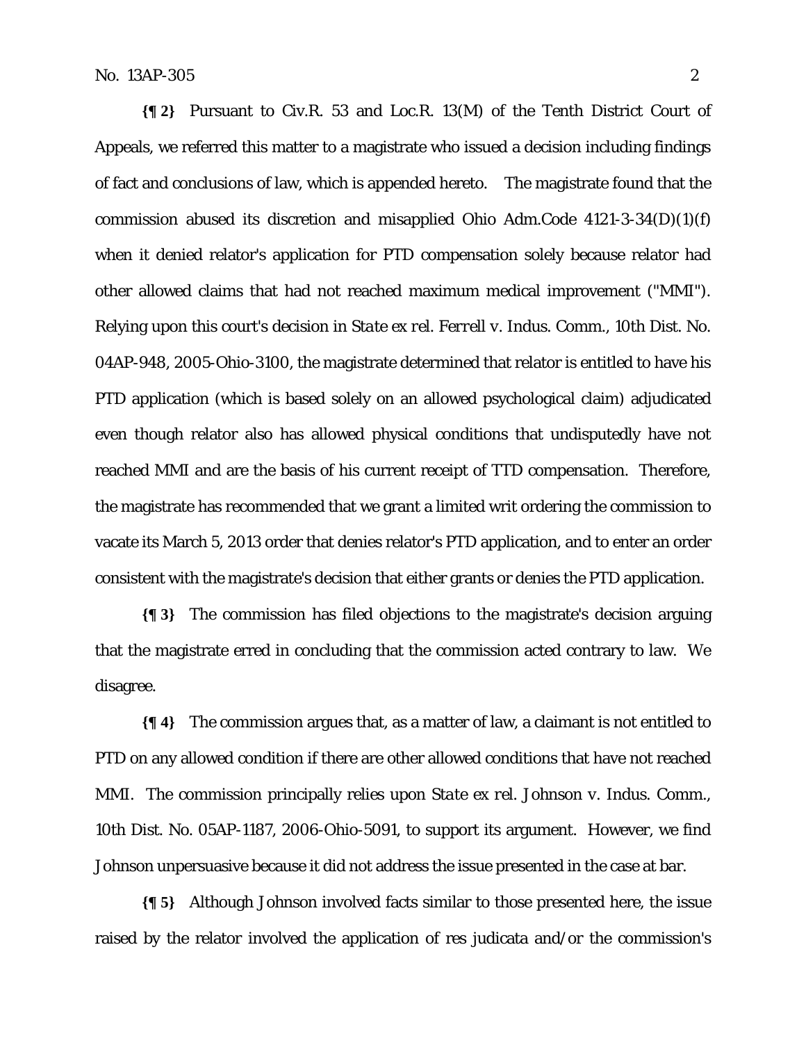**{¶ 2}** Pursuant to Civ.R. 53 and Loc.R. 13(M) of the Tenth District Court of Appeals, we referred this matter to a magistrate who issued a decision including findings of fact and conclusions of law, which is appended hereto. The magistrate found that the commission abused its discretion and misapplied Ohio Adm.Code 4121-3-34(D)(1)(f) when it denied relator's application for PTD compensation solely because relator had other allowed claims that had not reached maximum medical improvement ("MMI"). Relying upon this court's decision in *State ex rel. Ferrell v. Indus. Comm.*, 10th Dist. No. 04AP-948, 2005-Ohio-3100, the magistrate determined that relator is entitled to have his PTD application (which is based solely on an allowed psychological claim) adjudicated even though relator also has allowed physical conditions that undisputedly have not reached MMI and are the basis of his current receipt of TTD compensation. Therefore, the magistrate has recommended that we grant a limited writ ordering the commission to vacate its March 5, 2013 order that denies relator's PTD application, and to enter an order consistent with the magistrate's decision that either grants or denies the PTD application.

**{¶ 3}** The commission has filed objections to the magistrate's decision arguing that the magistrate erred in concluding that the commission acted contrary to law. We disagree.

**{¶ 4}** The commission argues that, as a matter of law, a claimant is not entitled to PTD on any allowed condition if there are other allowed conditions that have not reached MMI. The commission principally relies upon *State ex rel. Johnson v. Indus. Comm.*, 10th Dist. No. 05AP-1187, 2006-Ohio-5091, to support its argument. However, we find Johnson unpersuasive because it did not address the issue presented in the case at bar.

**{¶ 5}** Although Johnson involved facts similar to those presented here, the issue raised by the relator involved the application of res judicata and/or the commission's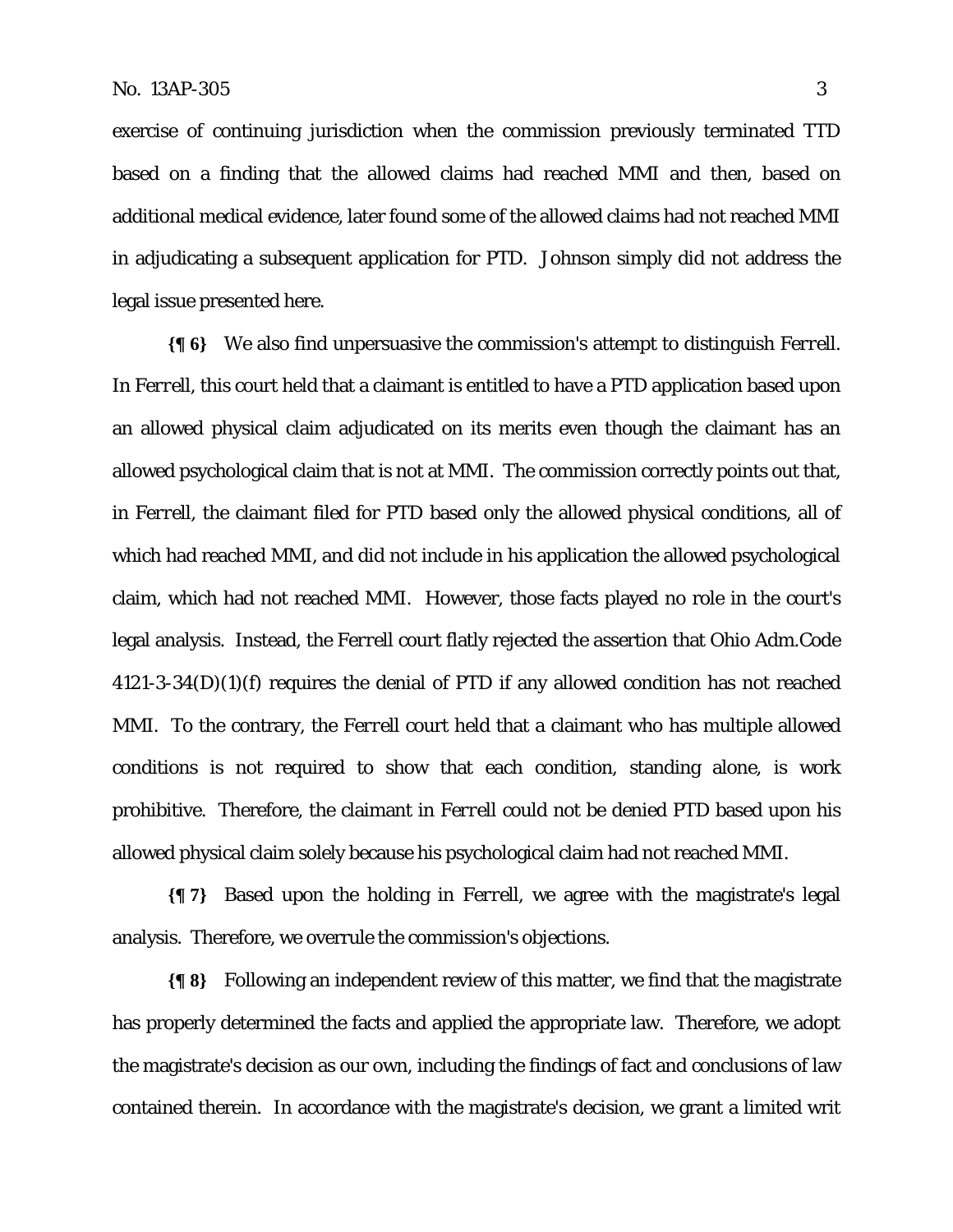exercise of continuing jurisdiction when the commission previously terminated TTD based on a finding that the allowed claims had reached MMI and then, based on additional medical evidence, later found some of the allowed claims had not reached MMI in adjudicating a subsequent application for PTD. *Johnson* simply did not address the legal issue presented here.

**{¶ 6}** We also find unpersuasive the commission's attempt to distinguish *Ferrell*. In *Ferrell*, this court held that a claimant is entitled to have a PTD application based upon an allowed physical claim adjudicated on its merits even though the claimant has an allowed psychological claim that is not at MMI. The commission correctly points out that, in *Ferrell*, the claimant filed for PTD based only the allowed physical conditions, all of which had reached MMI, and did not include in his application the allowed psychological claim, which had not reached MMI. However, those facts played no role in the court's legal analysis. Instead, the *Ferrell* court flatly rejected the assertion that Ohio Adm.Code 4121-3-34(D)(1)(f) requires the denial of PTD if any allowed condition has not reached MMI. To the contrary, the *Ferrell* court held that a claimant who has multiple allowed conditions is not required to show that each condition, standing alone, is work prohibitive. Therefore, the claimant in *Ferrell* could not be denied PTD based upon his allowed physical claim solely because his psychological claim had not reached MMI.

**{¶ 7}** Based upon the holding in *Ferrell*, we agree with the magistrate's legal analysis. Therefore, we overrule the commission's objections.

**{¶ 8}** Following an independent review of this matter, we find that the magistrate has properly determined the facts and applied the appropriate law. Therefore, we adopt the magistrate's decision as our own, including the findings of fact and conclusions of law contained therein. In accordance with the magistrate's decision, we grant a limited writ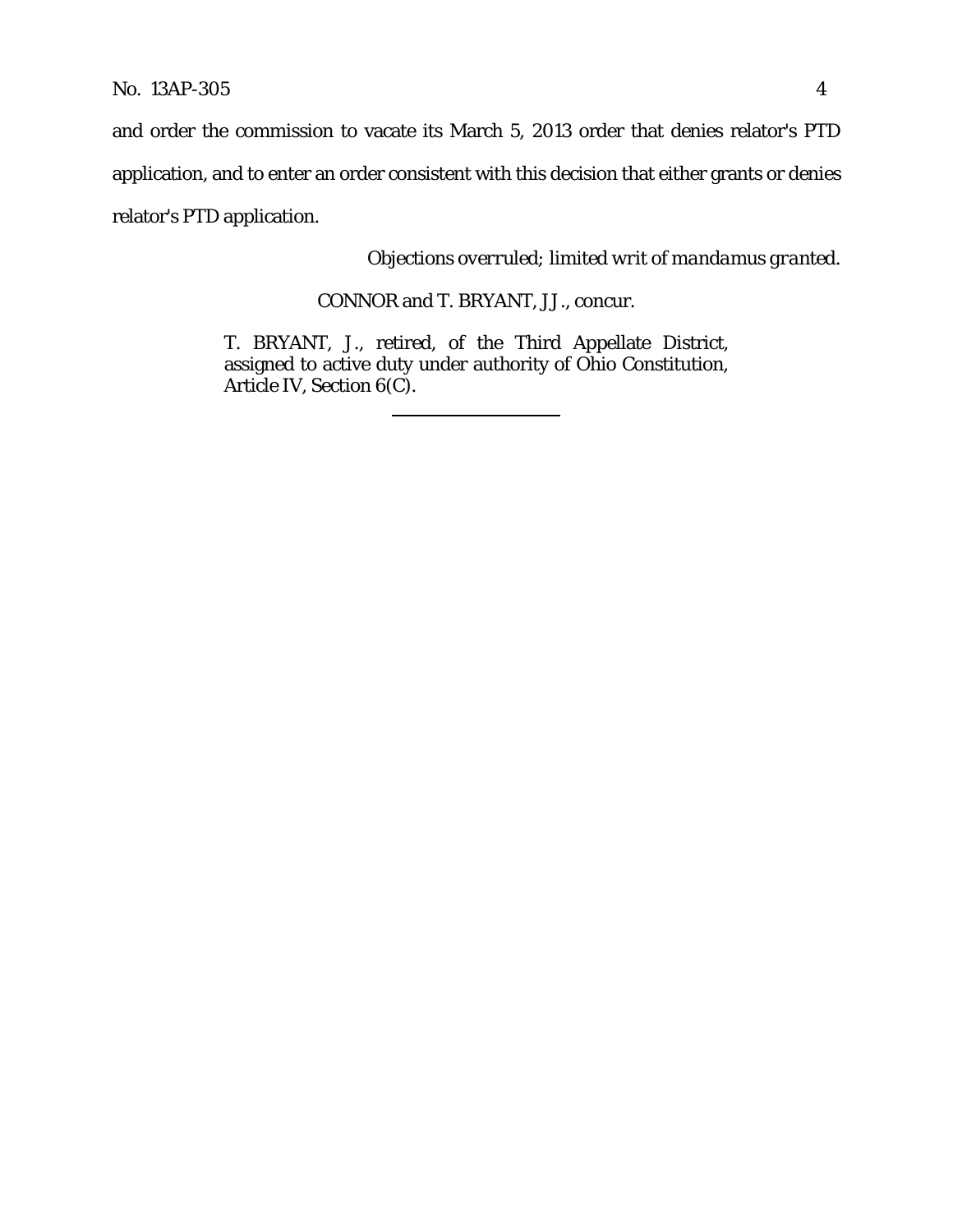and order the commission to vacate its March 5, 2013 order that denies relator's PTD application, and to enter an order consistent with this decision that either grants or denies relator's PTD application.

*Objections overruled; limited writ of mandamus granted.*

CONNOR and T. BRYANT, JJ., concur.

T. BRYANT, J., retired, of the Third Appellate District, assigned to active duty under authority of Ohio Constitution, Article IV, Section 6(C).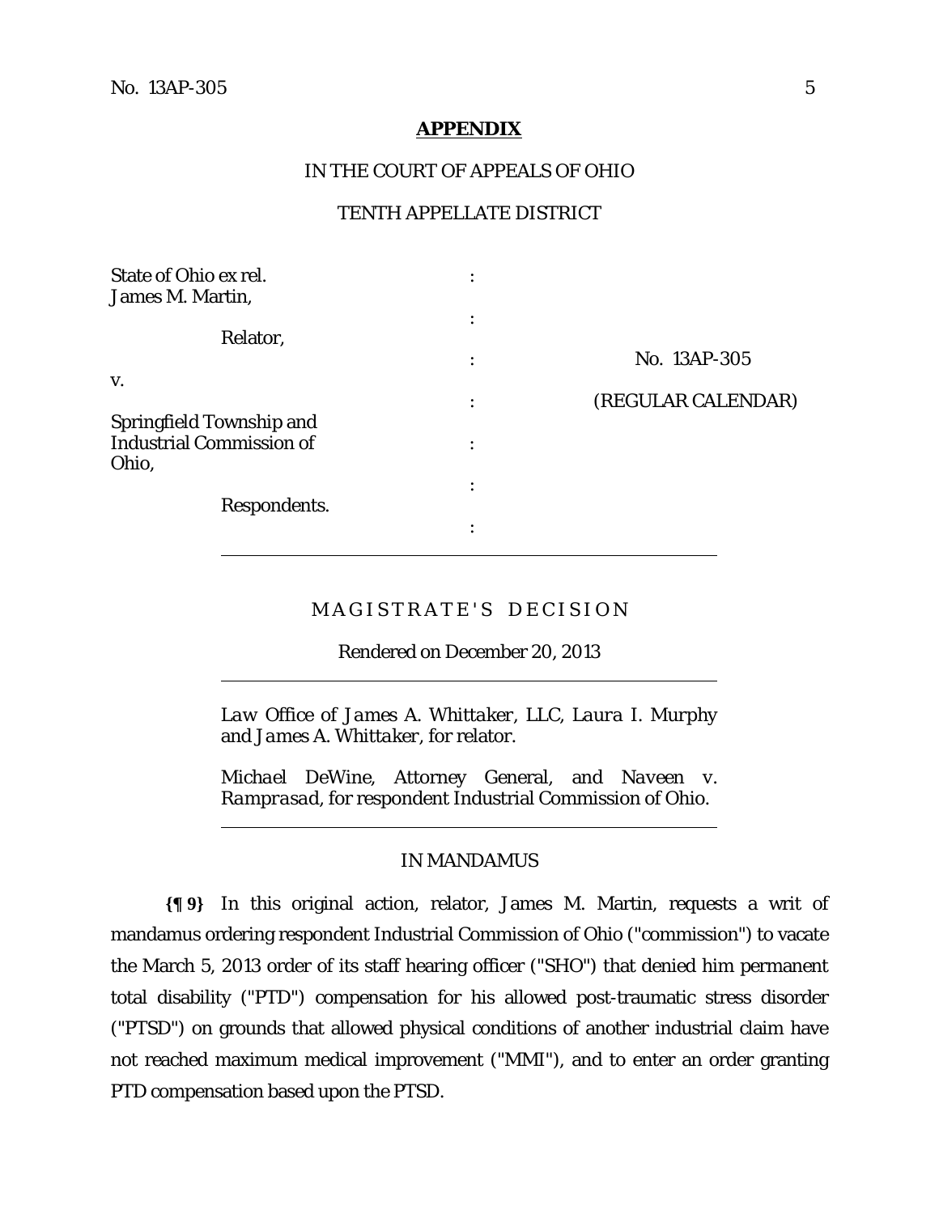## APPENDIX

IN THE COURT OF APPEALS OF OHIO

TENTH APPELLATE DISTRICT

| | | |
|---|---|---|
| State of Ohio ex rel. James M. Martin, | : | |
| Relator, | : | No. 13AP-305 |
| v. | : | (REGULAR CALENDAR) |
| Springfield Township and Industrial Commission of Ohio, | : | |
| Respondents. | : | |

MAGISTRATE'S DECISION

Rendered on December 20, 2013

*Law Office of James A. Whittaker, LLC, Laura I. Murphy* and *James A. Whittaker*, for relator.

*Michael DeWine*, Attorney General, and *Naveen v. Ramprasad*, for respondent Industrial Commission of Ohio.

IN MANDAMUS

**{¶ 9}** In this original action, relator, James M. Martin, requests a writ of mandamus ordering respondent Industrial Commission of Ohio ("commission") to vacate the March 5, 2013 order of its staff hearing officer ("SHO") that denied him permanent total disability ("PTD") compensation for his allowed post-traumatic stress disorder ("PTSD") on grounds that allowed physical conditions of another industrial claim have not reached maximum medical improvement ("MMI"), and to enter an order granting PTD compensation based upon the PTSD.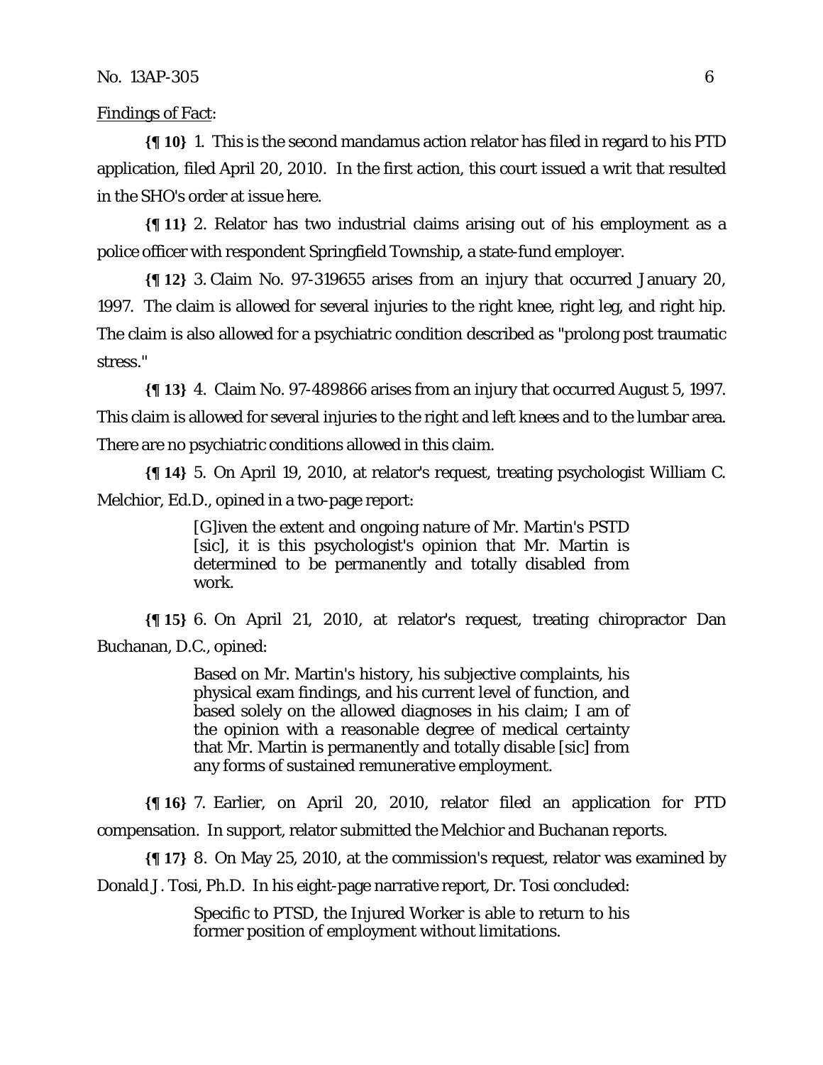Findings of Fact:

**{¶ 10}** 1. This is the second mandamus action relator has filed in regard to his PTD application, filed April 20, 2010. In the first action, this court issued a writ that resulted in the SHO's order at issue here.

**{¶ 11}** 2. Relator has two industrial claims arising out of his employment as a police officer with respondent Springfield Township, a state-fund employer.

**{¶ 12}** 3. Claim No. 97-319655 arises from an injury that occurred January 20, 1997. The claim is allowed for several injuries to the right knee, right leg, and right hip. The claim is also allowed for a psychiatric condition described as "prolong post traumatic stress."

**{¶ 13}** 4. Claim No. 97-489866 arises from an injury that occurred August 5, 1997. This claim is allowed for several injuries to the right and left knees and to the lumbar area. There are no psychiatric conditions allowed in this claim.

**{¶ 14}** 5. On April 19, 2010, at relator's request, treating psychologist William C. Melchior, Ed.D., opined in a two-page report:

> [G]iven the extent and ongoing nature of Mr. Martin's PSTD [sic], it is this psychologist's opinion that Mr. Martin is determined to be permanently and totally disabled from work.

**{¶ 15}** 6. On April 21, 2010, at relator's request, treating chiropractor Dan Buchanan, D.C., opined:

> Based on Mr. Martin's history, his subjective complaints, his physical exam findings, and his current level of function, and based solely on the allowed diagnoses in his claim; I am of the opinion with a reasonable degree of medical certainty that Mr. Martin is permanently and totally disable [sic] from any forms of sustained remunerative employment.

**{¶ 16}** 7. Earlier, on April 20, 2010, relator filed an application for PTD compensation. In support, relator submitted the Melchior and Buchanan reports.

**{¶ 17}** 8. On May 25, 2010, at the commission's request, relator was examined by Donald J. Tosi, Ph.D. In his eight-page narrative report, Dr. Tosi concluded:

> Specific to PTSD, the Injured Worker is able to return to his former position of employment without limitations.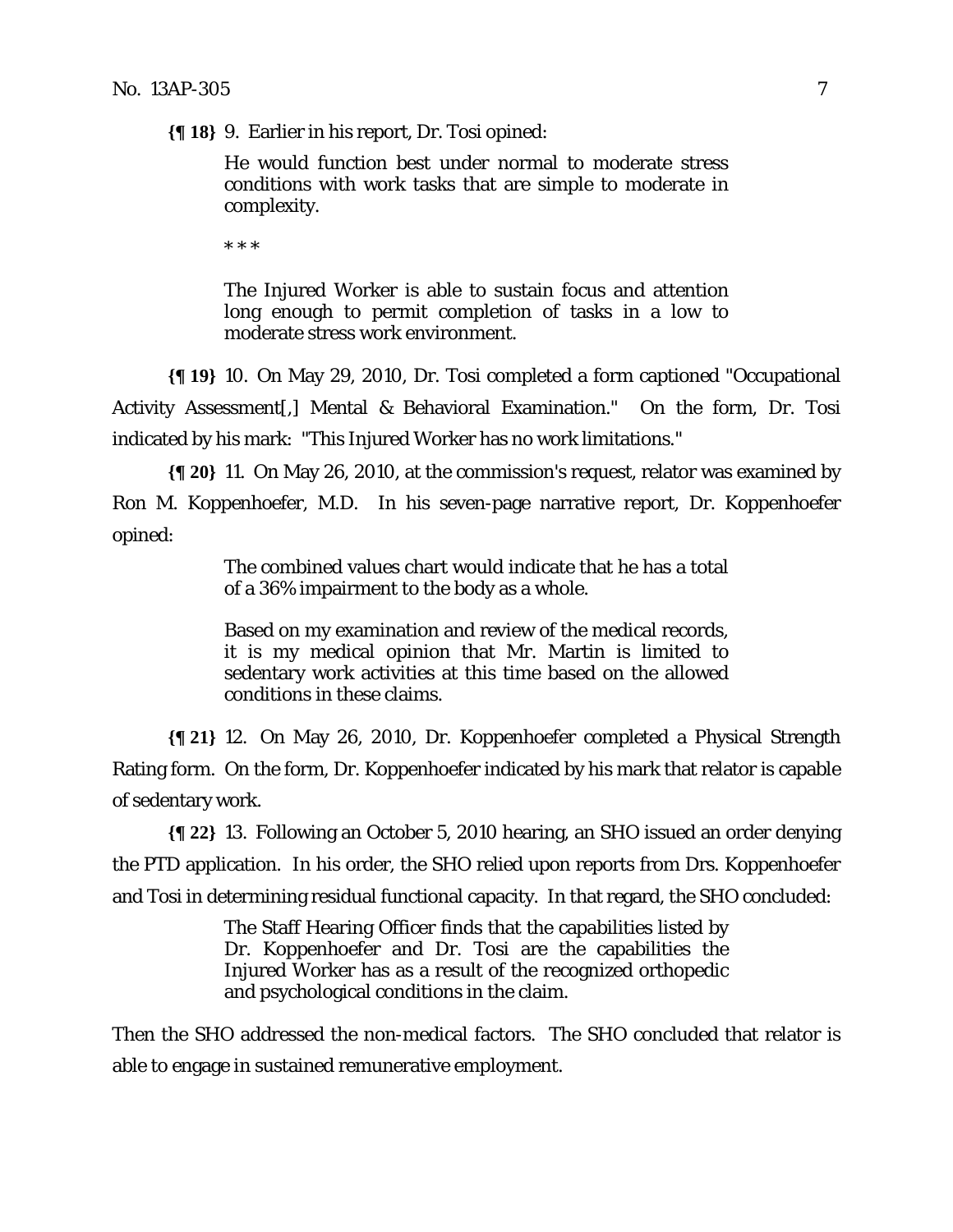**{¶ 18}** 9. Earlier in his report, Dr. Tosi opined:

> He would function best under normal to moderate stress conditions with work tasks that are simple to moderate in complexity.
>
> * * *
>
> The Injured Worker is able to sustain focus and attention long enough to permit completion of tasks in a low to moderate stress work environment.

**{¶ 19}** 10. On May 29, 2010, Dr. Tosi completed a form captioned "Occupational Activity Assessment[,] Mental & Behavioral Examination." On the form, Dr. Tosi indicated by his mark: "This Injured Worker has no work limitations."

**{¶ 20}** 11. On May 26, 2010, at the commission's request, relator was examined by Ron M. Koppenhoefer, M.D. In his seven-page narrative report, Dr. Koppenhoefer opined:

> The combined values chart would indicate that he has a total of a 36% impairment to the body as a whole.
>
> Based on my examination and review of the medical records, it is my medical opinion that Mr. Martin is limited to sedentary work activities at this time based on the allowed conditions in these claims.

**{¶ 21}** 12. On May 26, 2010, Dr. Koppenhoefer completed a Physical Strength Rating form. On the form, Dr. Koppenhoefer indicated by his mark that relator is capable of sedentary work.

**{¶ 22}** 13. Following an October 5, 2010 hearing, an SHO issued an order denying the PTD application. In his order, the SHO relied upon reports from Drs. Koppenhoefer and Tosi in determining residual functional capacity. In that regard, the SHO concluded:

> The Staff Hearing Officer finds that the capabilities listed by Dr. Koppenhoefer and Dr. Tosi are the capabilities the Injured Worker has as a result of the recognized orthopedic and psychological conditions in the claim.

Then the SHO addressed the non-medical factors. The SHO concluded that relator is able to engage in sustained remunerative employment.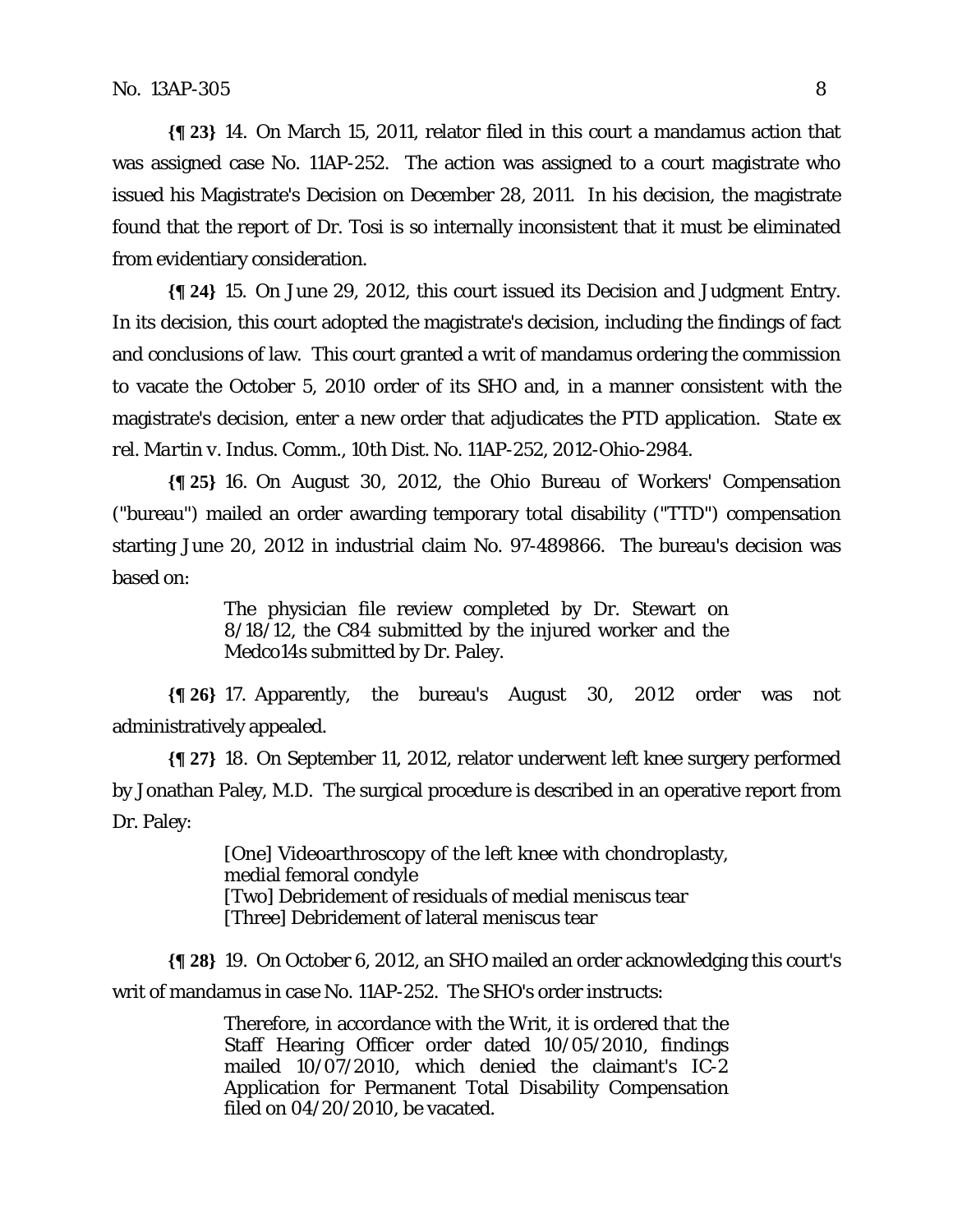**{¶ 23}** 14. On March 15, 2011, relator filed in this court a mandamus action that was assigned case No. 11AP-252. The action was assigned to a court magistrate who issued his Magistrate's Decision on December 28, 2011. In his decision, the magistrate found that the report of Dr. Tosi is so internally inconsistent that it must be eliminated from evidentiary consideration.

**{¶ 24}** 15. On June 29, 2012, this court issued its Decision and Judgment Entry. In its decision, this court adopted the magistrate's decision, including the findings of fact and conclusions of law. This court granted a writ of mandamus ordering the commission to vacate the October 5, 2010 order of its SHO and, in a manner consistent with the magistrate's decision, enter a new order that adjudicates the PTD application. *State ex rel. Martin v. Indus. Comm.*, 10th Dist. No. 11AP-252, 2012-Ohio-2984.

**{¶ 25}** 16. On August 30, 2012, the Ohio Bureau of Workers' Compensation ("bureau") mailed an order awarding temporary total disability ("TTD") compensation starting June 20, 2012 in industrial claim No. 97-489866. The bureau's decision was based on:

> The physician file review completed by Dr. Stewart on 8/18/12, the C84 submitted by the injured worker and the Medco14s submitted by Dr. Paley.

**{¶ 26}** 17. Apparently, the bureau's August 30, 2012 order was not administratively appealed.

**{¶ 27}** 18. On September 11, 2012, relator underwent left knee surgery performed by Jonathan Paley, M.D. The surgical procedure is described in an operative report from Dr. Paley:

> [One] Videoarthroscopy of the left knee with chondroplasty, medial femoral condyle
> [Two] Debridement of residuals of medial meniscus tear
> [Three] Debridement of lateral meniscus tear

**{¶ 28}** 19. On October 6, 2012, an SHO mailed an order acknowledging this court's writ of mandamus in case No. 11AP-252. The SHO's order instructs:

> Therefore, in accordance with the Writ, it is ordered that the Staff Hearing Officer order dated 10/05/2010, findings mailed 10/07/2010, which denied the claimant's IC-2 Application for Permanent Total Disability Compensation filed on 04/20/2010, be vacated.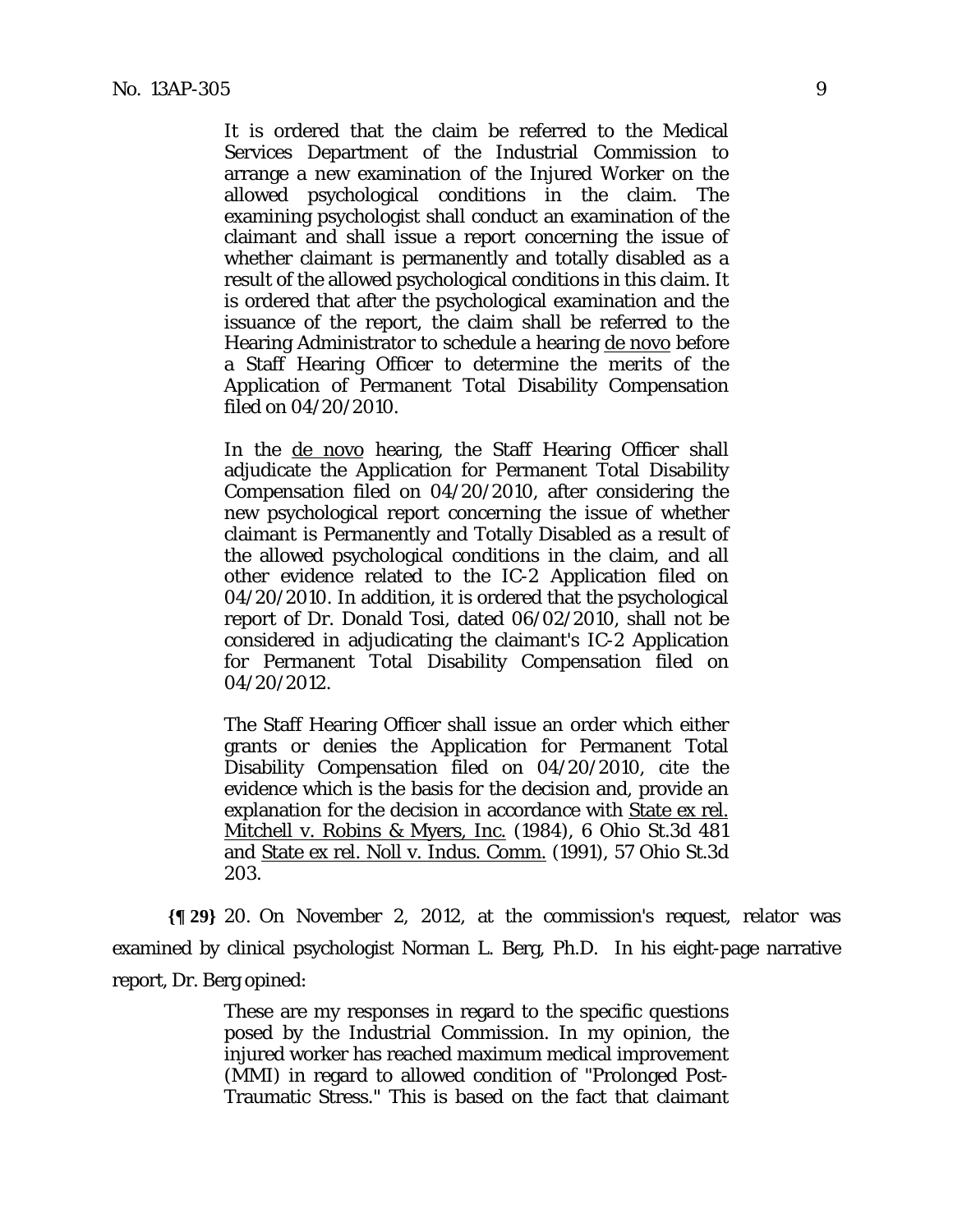> It is ordered that the claim be referred to the Medical Services Department of the Industrial Commission to arrange a new examination of the Injured Worker on the allowed psychological conditions in the claim. The examining psychologist shall conduct an examination of the claimant and shall issue a report concerning the issue of whether claimant is permanently and totally disabled as a result of the allowed psychological conditions in this claim. It is ordered that after the psychological examination and the issuance of the report, the claim shall be referred to the Hearing Administrator to schedule a hearing de novo before a Staff Hearing Officer to determine the merits of the Application of Permanent Total Disability Compensation filed on 04/20/2010.
>
> In the de novo hearing, the Staff Hearing Officer shall adjudicate the Application for Permanent Total Disability Compensation filed on 04/20/2010, after considering the new psychological report concerning the issue of whether claimant is Permanently and Totally Disabled as a result of the allowed psychological conditions in the claim, and all other evidence related to the IC-2 Application filed on 04/20/2010. In addition, it is ordered that the psychological report of Dr. Donald Tosi, dated 06/02/2010, shall not be considered in adjudicating the claimant's IC-2 Application for Permanent Total Disability Compensation filed on 04/20/2012.
>
> The Staff Hearing Officer shall issue an order which either grants or denies the Application for Permanent Total Disability Compensation filed on 04/20/2010, cite the evidence which is the basis for the decision and, provide an explanation for the decision in accordance with State ex rel. Mitchell v. Robins & Myers, Inc. (1984), 6 Ohio St.3d 481 and State ex rel. Noll v. Indus. Comm. (1991), 57 Ohio St.3d 203.

**{¶ 29}** 20. On November 2, 2012, at the commission's request, relator was examined by clinical psychologist Norman L. Berg, Ph.D. In his eight-page narrative report, Dr. Berg opined:

> These are my responses in regard to the specific questions posed by the Industrial Commission. In my opinion, the injured worker has reached maximum medical improvement (MMI) in regard to allowed condition of "Prolonged Post-Traumatic Stress." This is based on the fact that claimant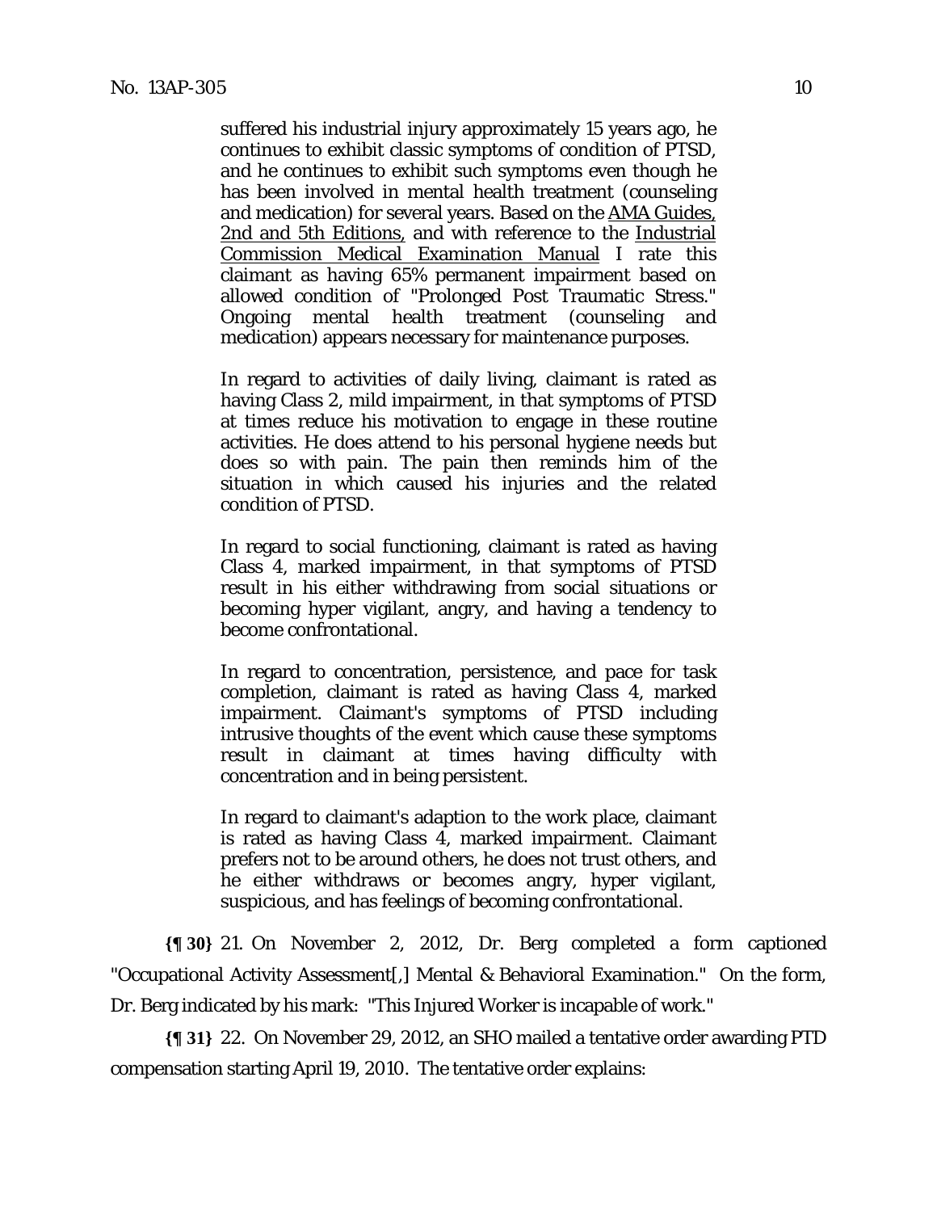> suffered his industrial injury approximately 15 years ago, he continues to exhibit classic symptoms of condition of PTSD, and he continues to exhibit such symptoms even though he has been involved in mental health treatment (counseling and medication) for several years. Based on the AMA Guides, 2nd and 5th Editions, and with reference to the Industrial Commission Medical Examination Manual I rate this claimant as having 65% permanent impairment based on allowed condition of "Prolonged Post Traumatic Stress." Ongoing mental health treatment (counseling and medication) appears necessary for maintenance purposes.
>
> In regard to activities of daily living, claimant is rated as having Class 2, mild impairment, in that symptoms of PTSD at times reduce his motivation to engage in these routine activities. He does attend to his personal hygiene needs but does so with pain. The pain then reminds him of the situation in which caused his injuries and the related condition of PTSD.
>
> In regard to social functioning, claimant is rated as having Class 4, marked impairment, in that symptoms of PTSD result in his either withdrawing from social situations or becoming hyper vigilant, angry, and having a tendency to become confrontational.
>
> In regard to concentration, persistence, and pace for task completion, claimant is rated as having Class 4, marked impairment. Claimant's symptoms of PTSD including intrusive thoughts of the event which cause these symptoms result in claimant at times having difficulty with concentration and in being persistent.
>
> In regard to claimant's adaption to the work place, claimant is rated as having Class 4, marked impairment. Claimant prefers not to be around others, he does not trust others, and he either withdraws or becomes angry, hyper vigilant, suspicious, and has feelings of becoming confrontational.

**{¶ 30}** 21. On November 2, 2012, Dr. Berg completed a form captioned "Occupational Activity Assessment[,] Mental & Behavioral Examination." On the form, Dr. Berg indicated by his mark: "This Injured Worker is incapable of work."

**{¶ 31}** 22. On November 29, 2012, an SHO mailed a tentative order awarding PTD compensation starting April 19, 2010. The tentative order explains: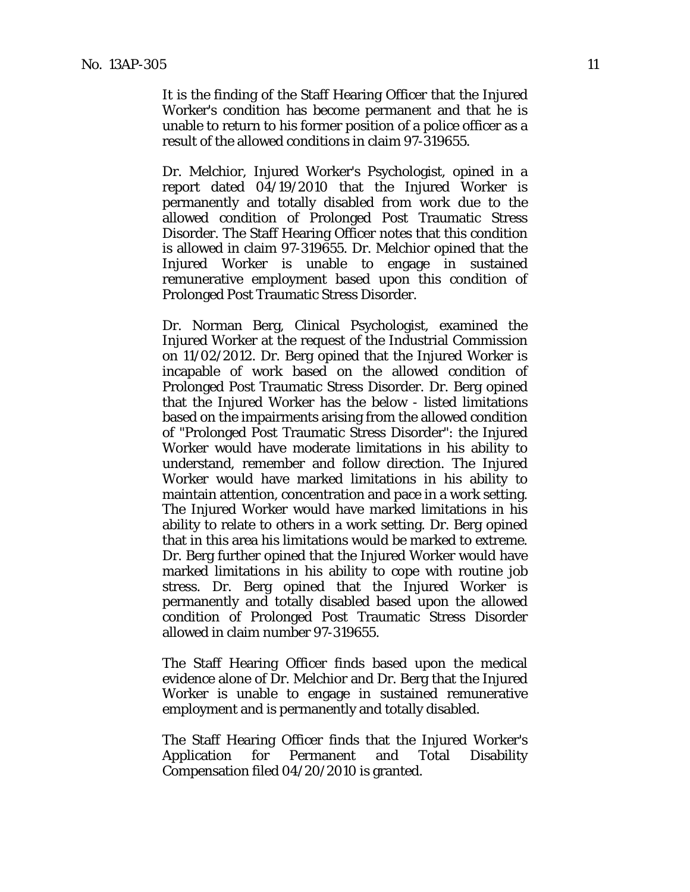It is the finding of the Staff Hearing Officer that the Injured Worker's condition has become permanent and that he is unable to return to his former position of a police officer as a result of the allowed conditions in claim 97-319655.

Dr. Melchior, Injured Worker's Psychologist, opined in a report dated 04/19/2010 that the Injured Worker is permanently and totally disabled from work due to the allowed condition of Prolonged Post Traumatic Stress Disorder. The Staff Hearing Officer notes that this condition is allowed in claim 97-319655. Dr. Melchior opined that the Injured Worker is unable to engage in sustained remunerative employment based upon this condition of Prolonged Post Traumatic Stress Disorder.

Dr. Norman Berg, Clinical Psychologist, examined the Injured Worker at the request of the Industrial Commission on 11/02/2012. Dr. Berg opined that the Injured Worker is incapable of work based on the allowed condition of Prolonged Post Traumatic Stress Disorder. Dr. Berg opined that the Injured Worker has the below - listed limitations based on the impairments arising from the allowed condition of "Prolonged Post Traumatic Stress Disorder": the Injured Worker would have moderate limitations in his ability to understand, remember and follow direction. The Injured Worker would have marked limitations in his ability to maintain attention, concentration and pace in a work setting. The Injured Worker would have marked limitations in his ability to relate to others in a work setting. Dr. Berg opined that in this area his limitations would be marked to extreme. Dr. Berg further opined that the Injured Worker would have marked limitations in his ability to cope with routine job stress. Dr. Berg opined that the Injured Worker is permanently and totally disabled based upon the allowed condition of Prolonged Post Traumatic Stress Disorder allowed in claim number 97-319655.

The Staff Hearing Officer finds based upon the medical evidence alone of Dr. Melchior and Dr. Berg that the Injured Worker is unable to engage in sustained remunerative employment and is permanently and totally disabled.

The Staff Hearing Officer finds that the Injured Worker's Application for Permanent and Total Disability Compensation filed 04/20/2010 is granted.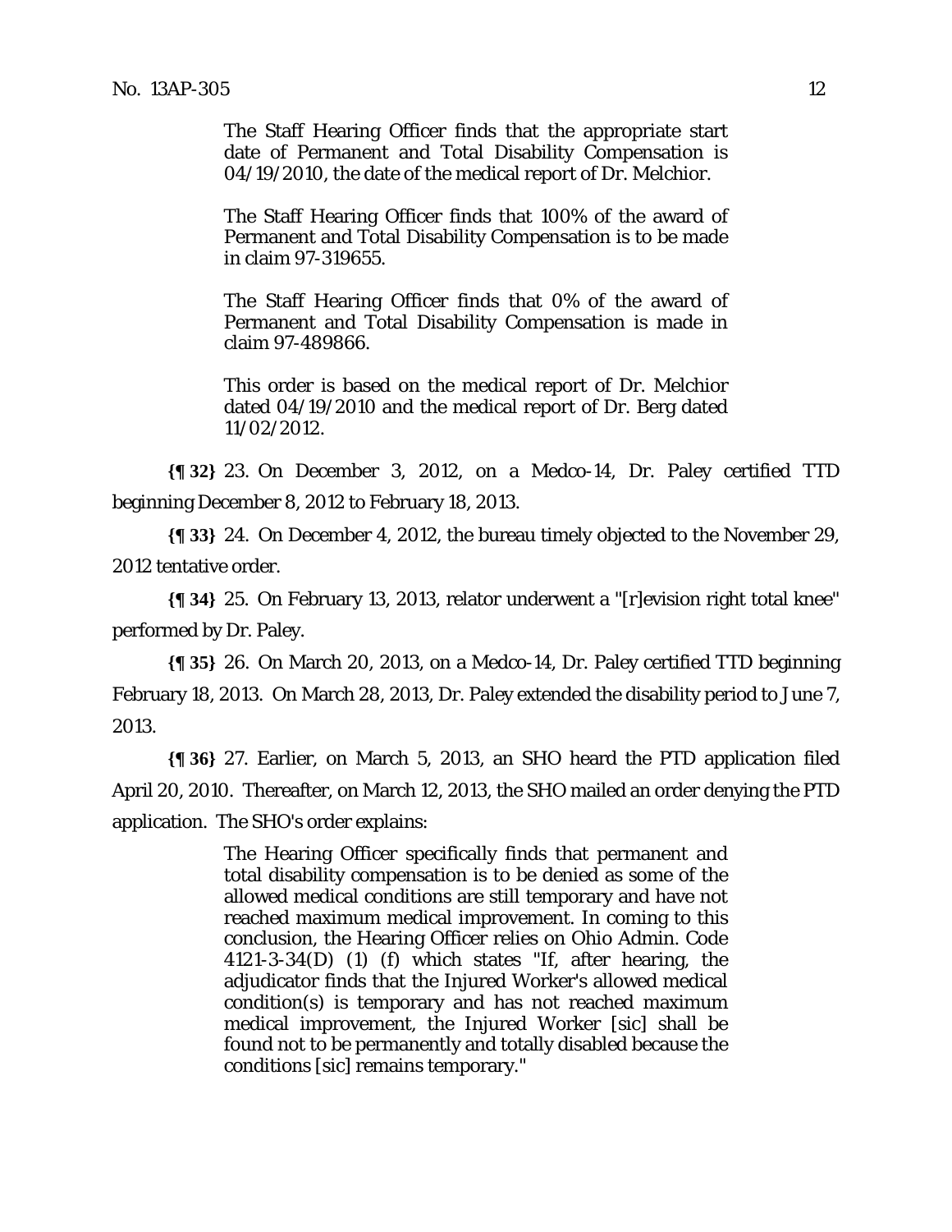> The Staff Hearing Officer finds that the appropriate start date of Permanent and Total Disability Compensation is 04/19/2010, the date of the medical report of Dr. Melchior.
>
> The Staff Hearing Officer finds that 100% of the award of Permanent and Total Disability Compensation is to be made in claim 97-319655.
>
> The Staff Hearing Officer finds that 0% of the award of Permanent and Total Disability Compensation is made in claim 97-489866.
>
> This order is based on the medical report of Dr. Melchior dated 04/19/2010 and the medical report of Dr. Berg dated 11/02/2012.

**{¶ 32}** 23. On December 3, 2012, on a Medco-14, Dr. Paley certified TTD beginning December 8, 2012 to February 18, 2013.

**{¶ 33}** 24. On December 4, 2012, the bureau timely objected to the November 29, 2012 tentative order.

**{¶ 34}** 25. On February 13, 2013, relator underwent a "[r]evision right total knee" performed by Dr. Paley.

**{¶ 35}** 26. On March 20, 2013, on a Medco-14, Dr. Paley certified TTD beginning February 18, 2013. On March 28, 2013, Dr. Paley extended the disability period to June 7, 2013.

**{¶ 36}** 27. Earlier, on March 5, 2013, an SHO heard the PTD application filed April 20, 2010. Thereafter, on March 12, 2013, the SHO mailed an order denying the PTD application. The SHO's order explains:

> The Hearing Officer specifically finds that permanent and total disability compensation is to be denied as some of the allowed medical conditions are still temporary and have not reached maximum medical improvement. In coming to this conclusion, the Hearing Officer relies on Ohio Admin. Code 4121-3-34(D) (1) (f) which states "If, after hearing, the adjudicator finds that the Injured Worker's allowed medical condition(s) is temporary and has not reached maximum medical improvement, the Injured Worker [sic] shall be found not to be permanently and totally disabled because the conditions [sic] remains temporary."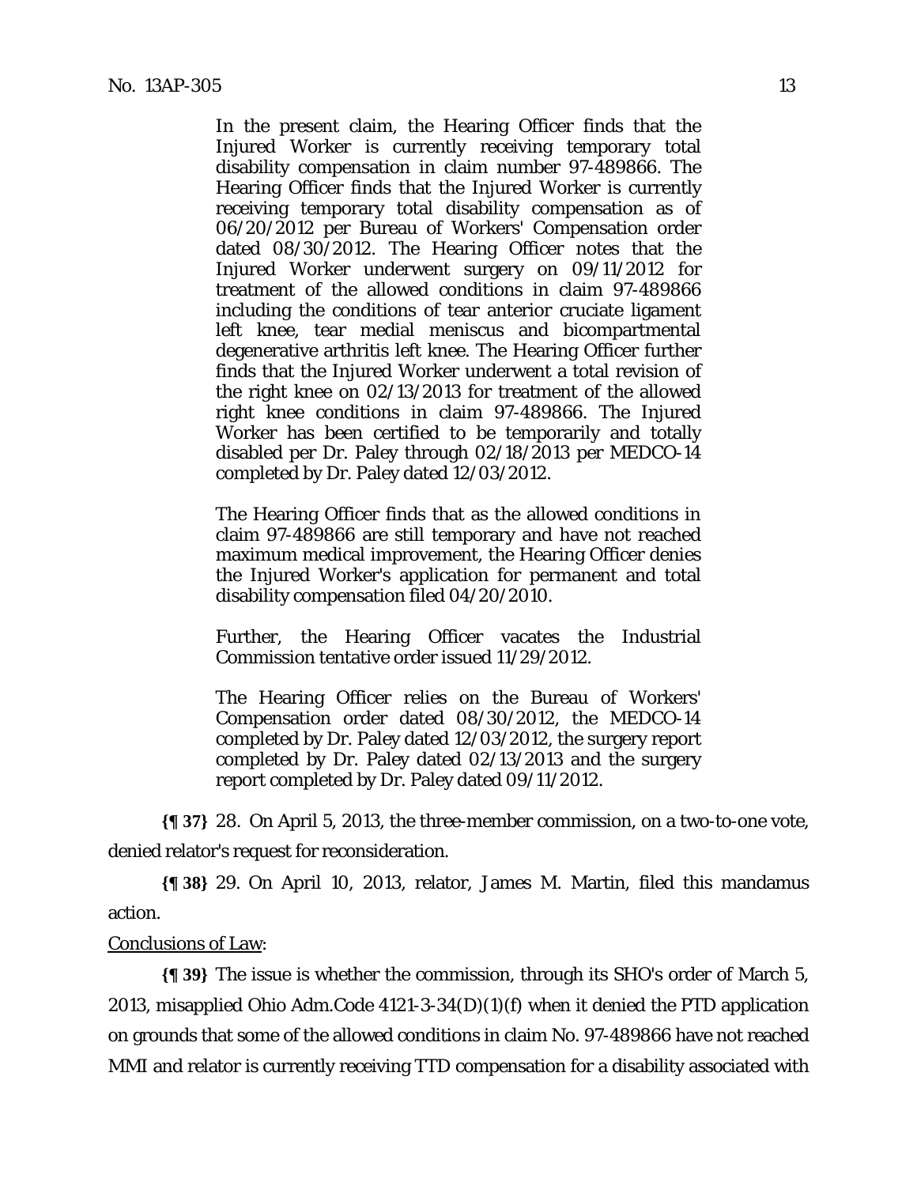> In the present claim, the Hearing Officer finds that the Injured Worker is currently receiving temporary total disability compensation in claim number 97-489866. The Hearing Officer finds that the Injured Worker is currently receiving temporary total disability compensation as of 06/20/2012 per Bureau of Workers' Compensation order dated 08/30/2012. The Hearing Officer notes that the Injured Worker underwent surgery on 09/11/2012 for treatment of the allowed conditions in claim 97-489866 including the conditions of tear anterior cruciate ligament left knee, tear medial meniscus and bicompartmental degenerative arthritis left knee. The Hearing Officer further finds that the Injured Worker underwent a total revision of the right knee on 02/13/2013 for treatment of the allowed right knee conditions in claim 97-489866. The Injured Worker has been certified to be temporarily and totally disabled per Dr. Paley through 02/18/2013 per MEDCO-14 completed by Dr. Paley dated 12/03/2012.
>
> The Hearing Officer finds that as the allowed conditions in claim 97-489866 are still temporary and have not reached maximum medical improvement, the Hearing Officer denies the Injured Worker's application for permanent and total disability compensation filed 04/20/2010.
>
> Further, the Hearing Officer vacates the Industrial Commission tentative order issued 11/29/2012.
>
> The Hearing Officer relies on the Bureau of Workers' Compensation order dated 08/30/2012, the MEDCO-14 completed by Dr. Paley dated 12/03/2012, the surgery report completed by Dr. Paley dated 02/13/2013 and the surgery report completed by Dr. Paley dated 09/11/2012.

**{¶ 37}** 28. On April 5, 2013, the three-member commission, on a two-to-one vote, denied relator's request for reconsideration.

**{¶ 38}** 29. On April 10, 2013, relator, James M. Martin, filed this mandamus action.

Conclusions of Law:

**{¶ 39}** The issue is whether the commission, through its SHO's order of March 5, 2013, misapplied Ohio Adm.Code 4121-3-34(D)(1)(f) when it denied the PTD application on grounds that some of the allowed conditions in claim No. 97-489866 have not reached MMI and relator is currently receiving TTD compensation for a disability associated with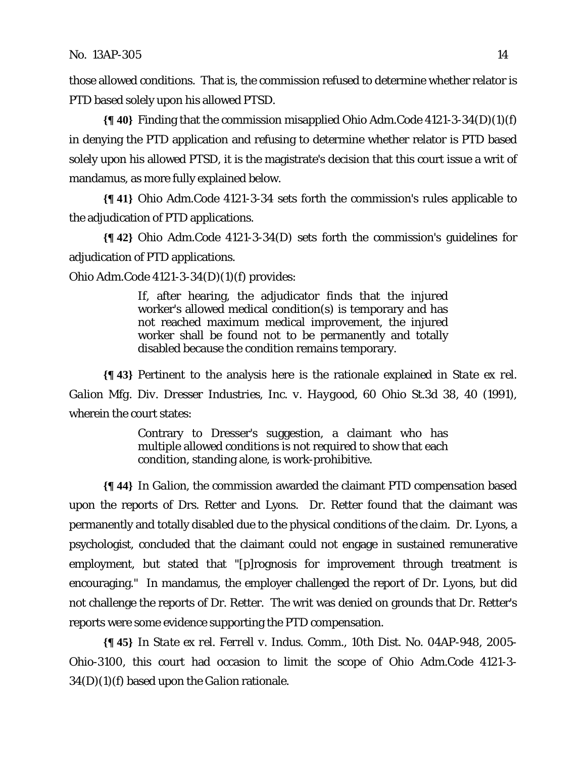those allowed conditions. That is, the commission refused to determine whether relator is PTD based solely upon his allowed PTSD.

**{¶ 40}** Finding that the commission misapplied Ohio Adm.Code 4121-3-34(D)(1)(f) in denying the PTD application and refusing to determine whether relator is PTD based solely upon his allowed PTSD, it is the magistrate's decision that this court issue a writ of mandamus, as more fully explained below.

**{¶ 41}** Ohio Adm.Code 4121-3-34 sets forth the commission's rules applicable to the adjudication of PTD applications.

**{¶ 42}** Ohio Adm.Code 4121-3-34(D) sets forth the commission's guidelines for adjudication of PTD applications.

Ohio Adm.Code 4121-3-34(D)(1)(f) provides:

> If, after hearing, the adjudicator finds that the injured worker's allowed medical condition(s) is temporary and has not reached maximum medical improvement, the injured worker shall be found not to be permanently and totally disabled because the condition remains temporary.

**{¶ 43}** Pertinent to the analysis here is the rationale explained in *State ex rel. Galion Mfg. Div. Dresser Industries, Inc. v. Haygood*, 60 Ohio St.3d 38, 40 (1991), wherein the court states:

> Contrary to Dresser's suggestion, a claimant who has multiple allowed conditions is not required to show that each condition, standing alone, is work-prohibitive.

**{¶ 44}** In *Galion*, the commission awarded the claimant PTD compensation based upon the reports of Drs. Retter and Lyons. Dr. Retter found that the claimant was permanently and totally disabled due to the physical conditions of the claim. Dr. Lyons, a psychologist, concluded that the claimant could not engage in sustained remunerative employment, but stated that "[p]rognosis for improvement through treatment is encouraging." In mandamus, the employer challenged the report of Dr. Lyons, but did not challenge the reports of Dr. Retter. The writ was denied on grounds that Dr. Retter's reports were some evidence supporting the PTD compensation.

**{¶ 45}** In *State ex rel. Ferrell v. Indus. Comm.*, 10th Dist. No. 04AP-948, 2005-Ohio-3100, this court had occasion to limit the scope of Ohio Adm.Code 4121-3-34(D)(1)(f) based upon the *Galion* rationale.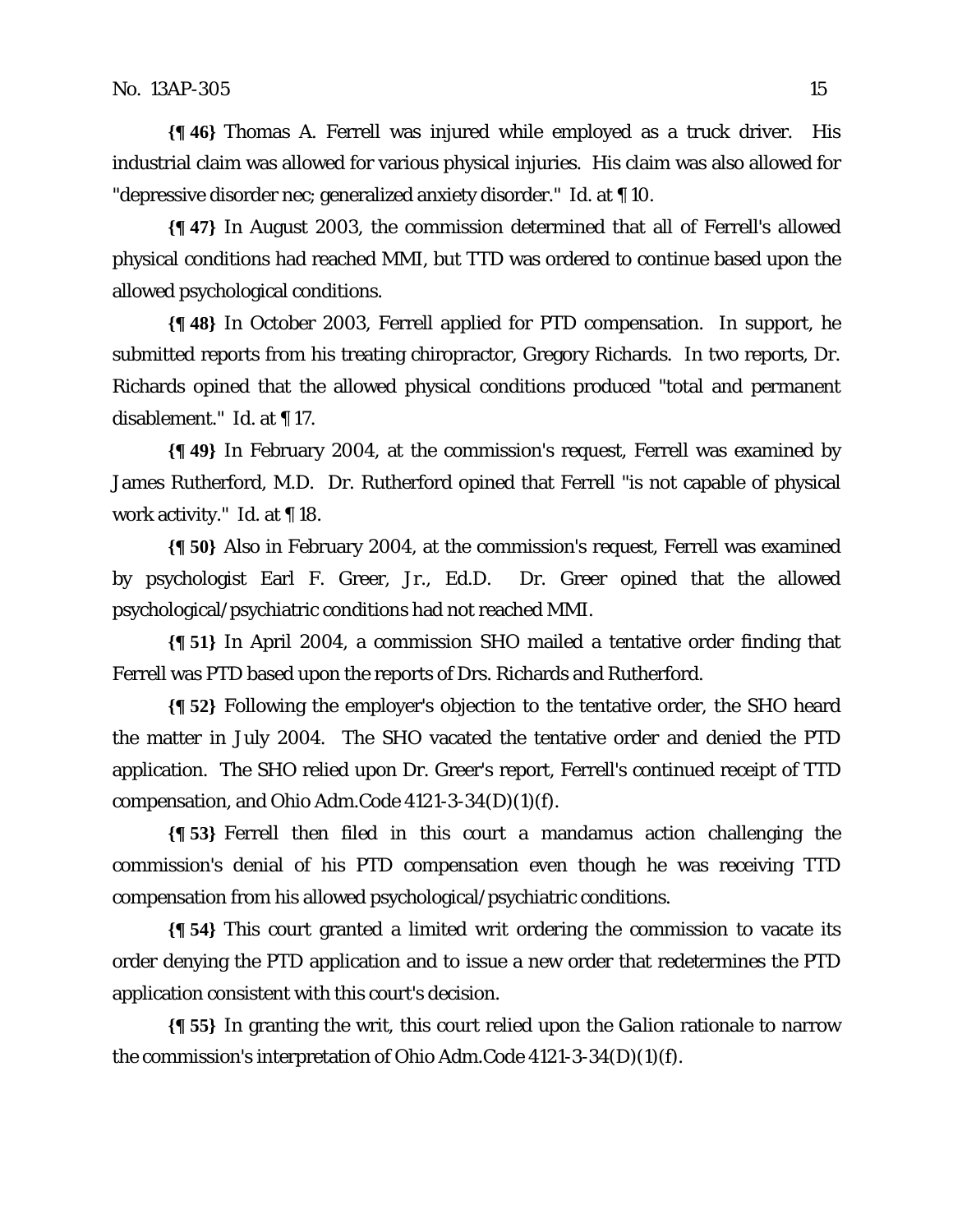**{¶ 46}** Thomas A. Ferrell was injured while employed as a truck driver. His industrial claim was allowed for various physical injuries. His claim was also allowed for "depressive disorder nec; generalized anxiety disorder." *Id.* at ¶ 10.

**{¶ 47}** In August 2003, the commission determined that all of Ferrell's allowed physical conditions had reached MMI, but TTD was ordered to continue based upon the allowed psychological conditions.

**{¶ 48}** In October 2003, Ferrell applied for PTD compensation. In support, he submitted reports from his treating chiropractor, Gregory Richards. In two reports, Dr. Richards opined that the allowed physical conditions produced "total and permanent disablement." *Id.* at ¶ 17.

**{¶ 49}** In February 2004, at the commission's request, Ferrell was examined by James Rutherford, M.D. Dr. Rutherford opined that Ferrell "is not capable of physical work activity." *Id.* at ¶ 18.

**{¶ 50}** Also in February 2004, at the commission's request, Ferrell was examined by psychologist Earl F. Greer, Jr., Ed.D. Dr. Greer opined that the allowed psychological/psychiatric conditions had not reached MMI.

**{¶ 51}** In April 2004, a commission SHO mailed a tentative order finding that Ferrell was PTD based upon the reports of Drs. Richards and Rutherford.

**{¶ 52}** Following the employer's objection to the tentative order, the SHO heard the matter in July 2004. The SHO vacated the tentative order and denied the PTD application. The SHO relied upon Dr. Greer's report, Ferrell's continued receipt of TTD compensation, and Ohio Adm.Code 4121-3-34(D)(1)(f).

**{¶ 53}** Ferrell then filed in this court a mandamus action challenging the commission's denial of his PTD compensation even though he was receiving TTD compensation from his allowed psychological/psychiatric conditions.

**{¶ 54}** This court granted a limited writ ordering the commission to vacate its order denying the PTD application and to issue a new order that redetermines the PTD application consistent with this court's decision.

**{¶ 55}** In granting the writ, this court relied upon the *Galion* rationale to narrow the commission's interpretation of Ohio Adm.Code 4121-3-34(D)(1)(f).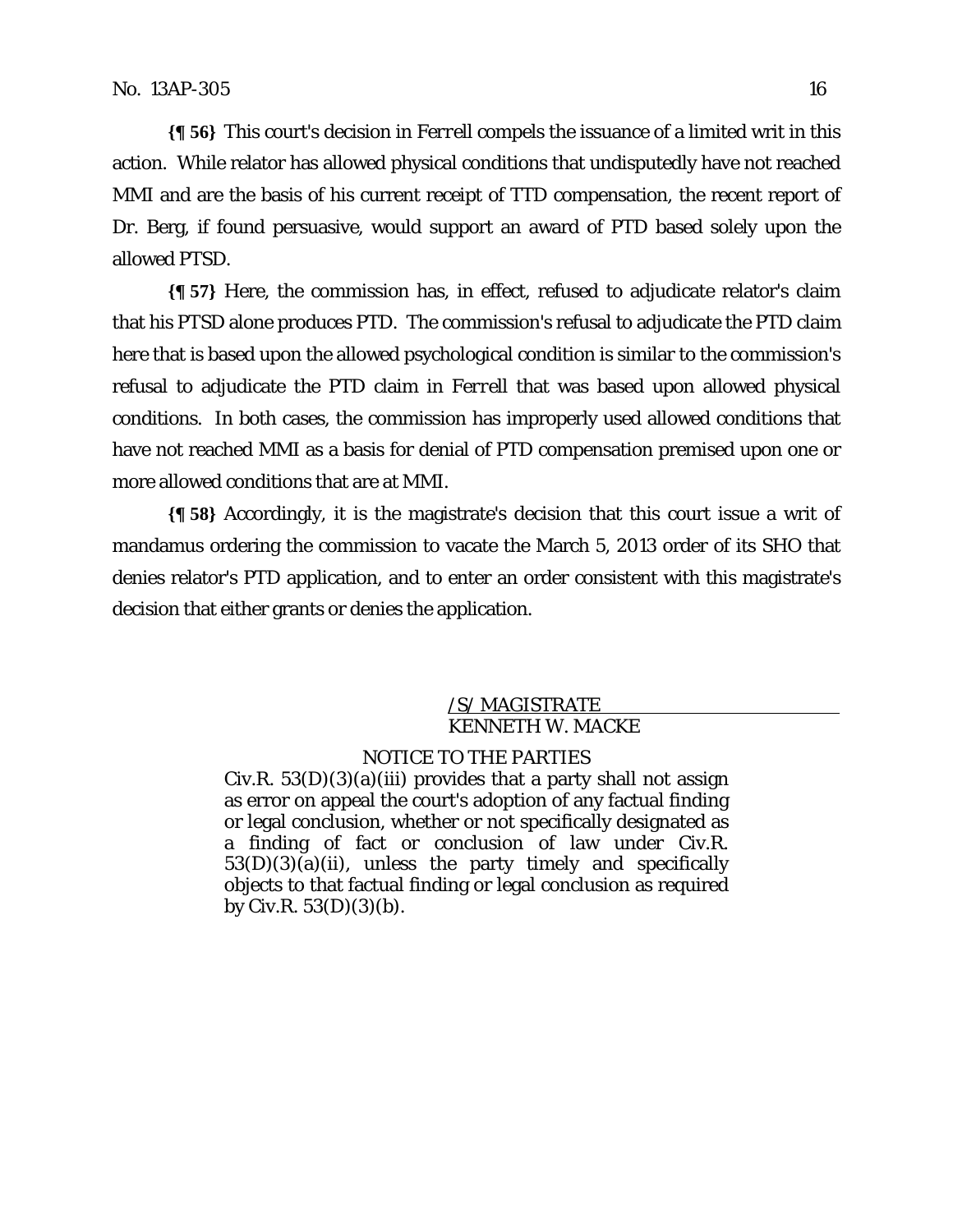**{¶ 56}** This court's decision in *Ferrell* compels the issuance of a limited writ in this action. While relator has allowed physical conditions that undisputedly have not reached MMI and are the basis of his current receipt of TTD compensation, the recent report of Dr. Berg, if found persuasive, would support an award of PTD based solely upon the allowed PTSD.

**{¶ 57}** Here, the commission has, in effect, refused to adjudicate relator's claim that his PTSD alone produces PTD. The commission's refusal to adjudicate the PTD claim here that is based upon the allowed psychological condition is similar to the commission's refusal to adjudicate the PTD claim in *Ferrell* that was based upon allowed physical conditions. In both cases, the commission has improperly used allowed conditions that have not reached MMI as a basis for denial of PTD compensation premised upon one or more allowed conditions that are at MMI.

**{¶ 58}** Accordingly, it is the magistrate's decision that this court issue a writ of mandamus ordering the commission to vacate the March 5, 2013 order of its SHO that denies relator's PTD application, and to enter an order consistent with this magistrate's decision that either grants or denies the application.

/S/ MAGISTRATE
KENNETH W. MACKE

NOTICE TO THE PARTIES

Civ.R. 53(D)(3)(a)(iii) provides that a party shall not assign as error on appeal the court's adoption of any factual finding or legal conclusion, whether or not specifically designated as a finding of fact or conclusion of law under Civ.R. 53(D)(3)(a)(ii), unless the party timely and specifically objects to that factual finding or legal conclusion as required by Civ.R. 53(D)(3)(b).